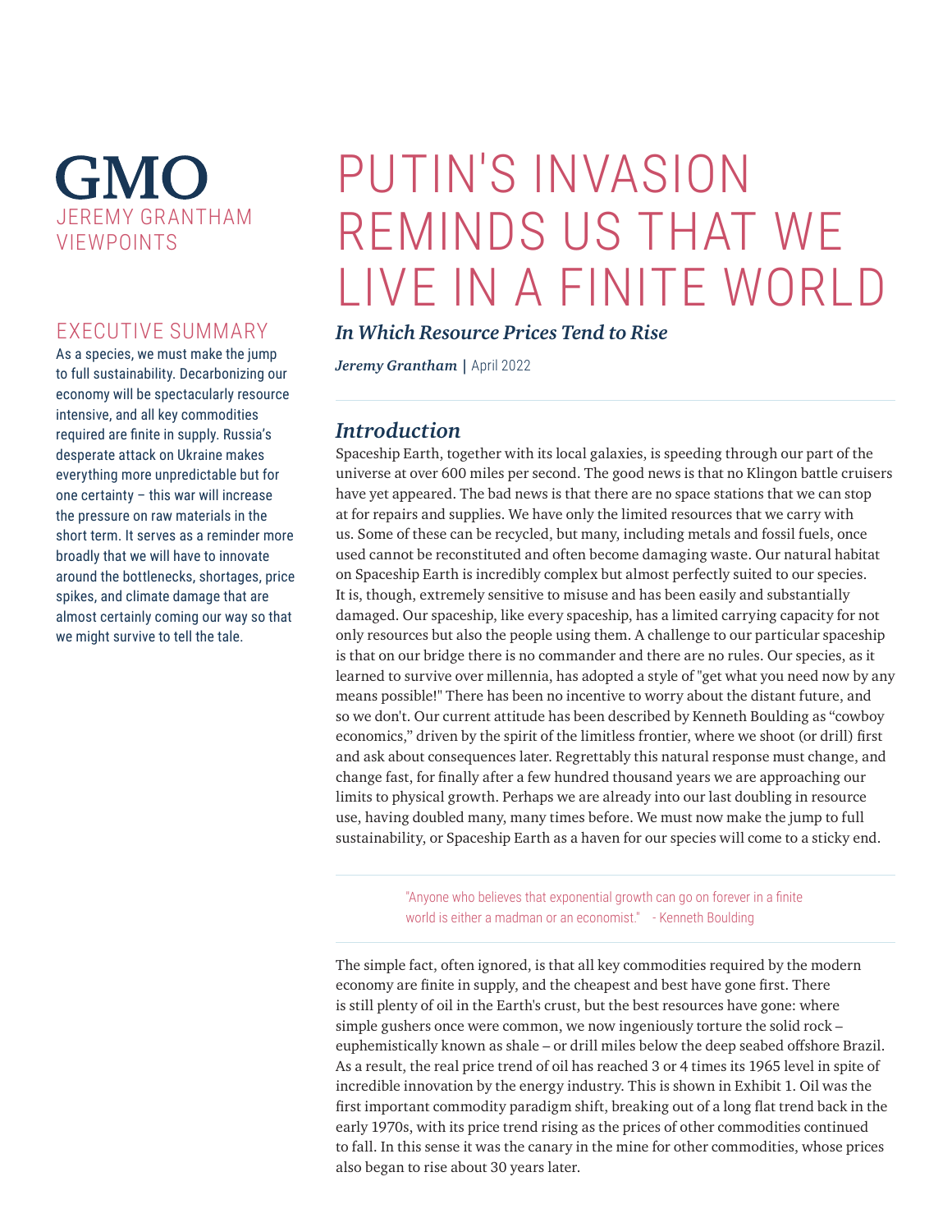GMO

JEREMY GRANTHAM VIEWPOINTS

# PUTIN'S INVASION REMINDS US THAT WE LIVE IN A FINITE WORLD

***In Which Resource Prices Tend to Rise***

***Jeremy Grantham*** | April 2022

## EXECUTIVE SUMMARY

As a species, we must make the jump to full sustainability. Decarbonizing our economy will be spectacularly resource intensive, and all key commodities required are finite in supply. Russia's desperate attack on Ukraine makes everything more unpredictable but for one certainty – this war will increase the pressure on raw materials in the short term. It serves as a reminder more broadly that we will have to innovate around the bottlenecks, shortages, price spikes, and climate damage that are almost certainly coming our way so that we might survive to tell the tale.

## *Introduction*

Spaceship Earth, together with its local galaxies, is speeding through our part of the universe at over 600 miles per second. The good news is that no Klingon battle cruisers have yet appeared. The bad news is that there are no space stations that we can stop at for repairs and supplies. We have only the limited resources that we carry with us. Some of these can be recycled, but many, including metals and fossil fuels, once used cannot be reconstituted and often become damaging waste. Our natural habitat on Spaceship Earth is incredibly complex but almost perfectly suited to our species. It is, though, extremely sensitive to misuse and has been easily and substantially damaged. Our spaceship, like every spaceship, has a limited carrying capacity for not only resources but also the people using them. A challenge to our particular spaceship is that on our bridge there is no commander and there are no rules. Our species, as it learned to survive over millennia, has adopted a style of "get what you need now by any means possible!" There has been no incentive to worry about the distant future, and so we don't. Our current attitude has been described by Kenneth Boulding as "cowboy economics," driven by the spirit of the limitless frontier, where we shoot (or drill) first and ask about consequences later. Regrettably this natural response must change, and change fast, for finally after a few hundred thousand years we are approaching our limits to physical growth. Perhaps we are already into our last doubling in resource use, having doubled many, many times before. We must now make the jump to full sustainability, or Spaceship Earth as a haven for our species will come to a sticky end.

> "Anyone who believes that exponential growth can go on forever in a finite world is either a madman or an economist." - Kenneth Boulding

The simple fact, often ignored, is that all key commodities required by the modern economy are finite in supply, and the cheapest and best have gone first. There is still plenty of oil in the Earth's crust, but the best resources have gone: where simple gushers once were common, we now ingeniously torture the solid rock – euphemistically known as shale – or drill miles below the deep seabed offshore Brazil. As a result, the real price trend of oil has reached 3 or 4 times its 1965 level in spite of incredible innovation by the energy industry. This is shown in Exhibit 1. Oil was the first important commodity paradigm shift, breaking out of a long flat trend back in the early 1970s, with its price trend rising as the prices of other commodities continued to fall. In this sense it was the canary in the mine for other commodities, whose prices also began to rise about 30 years later.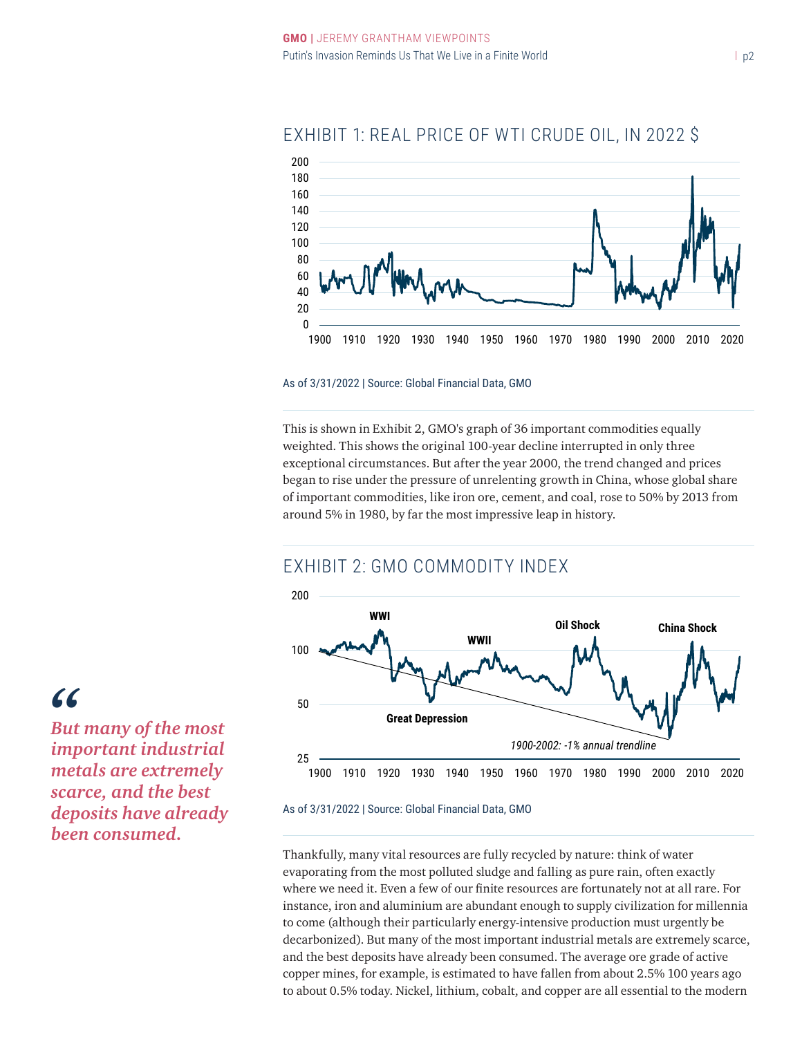## EXHIBIT 1: REAL PRICE OF WTI CRUDE OIL, IN 2022 $

As of 3/31/2022 | Source: Global Financial Data, GMO

This is shown in Exhibit 2, GMO's graph of 36 important commodities equally weighted. This shows the original 100-year decline interrupted in only three exceptional circumstances. But after the year 2000, the trend changed and prices began to rise under the pressure of unrelenting growth in China, whose global share of important commodities, like iron ore, cement, and coal, rose to 50% by 2013 from around 5% in 1980, by far the most impressive leap in history.

## EXHIBIT 2: GMO COMMODITY INDEX

As of 3/31/2022 | Source: Global Financial Data, GMO

> *"But many of the most important industrial metals are extremely scarce, and the best deposits have already been consumed.*

Thankfully, many vital resources are fully recycled by nature: think of water evaporating from the most polluted sludge and falling as pure rain, often exactly where we need it. Even a few of our finite resources are fortunately not at all rare. For instance, iron and aluminium are abundant enough to supply civilization for millennia to come (although their particularly energy-intensive production must urgently be decarbonized). But many of the most important industrial metals are extremely scarce, and the best deposits have already been consumed. The average ore grade of active copper mines, for example, is estimated to have fallen from about 2.5% 100 years ago to about 0.5% today. Nickel, lithium, cobalt, and copper are all essential to the modern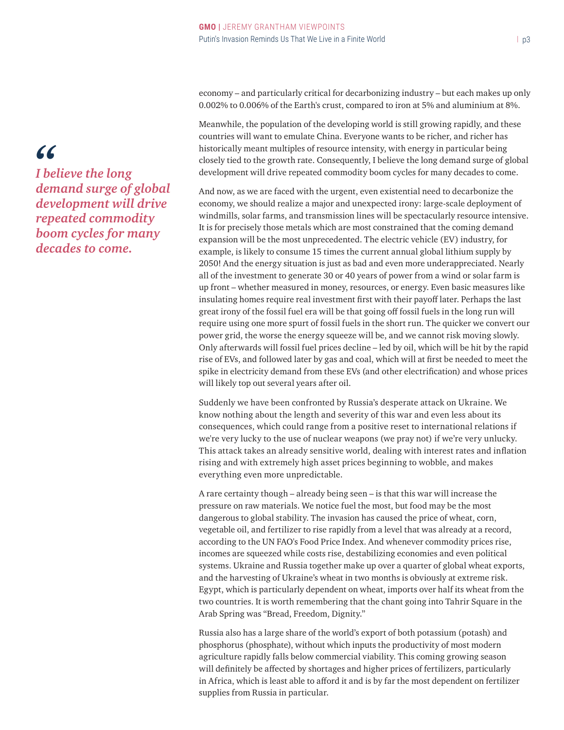economy – and particularly critical for decarbonizing industry – but each makes up only 0.002% to 0.006% of the Earth's crust, compared to iron at 5% and aluminium at 8%.

Meanwhile, the population of the developing world is still growing rapidly, and these countries will want to emulate China. Everyone wants to be richer, and richer has historically meant multiples of resource intensity, with energy in particular being closely tied to the growth rate. Consequently, I believe the long demand surge of global development will drive repeated commodity boom cycles for many decades to come.

> *"I believe the long demand surge of global development will drive repeated commodity boom cycles for many decades to come.*

And now, as we are faced with the urgent, even existential need to decarbonize the economy, we should realize a major and unexpected irony: large-scale deployment of windmills, solar farms, and transmission lines will be spectacularly resource intensive. It is for precisely those metals which are most constrained that the coming demand expansion will be the most unprecedented. The electric vehicle (EV) industry, for example, is likely to consume 15 times the current annual global lithium supply by 2050! And the energy situation is just as bad and even more underappreciated. Nearly all of the investment to generate 30 or 40 years of power from a wind or solar farm is up front – whether measured in money, resources, or energy. Even basic measures like insulating homes require real investment first with their payoff later. Perhaps the last great irony of the fossil fuel era will be that going off fossil fuels in the long run will require using one more spurt of fossil fuels in the short run. The quicker we convert our power grid, the worse the energy squeeze will be, and we cannot risk moving slowly. Only afterwards will fossil fuel prices decline – led by oil, which will be hit by the rapid rise of EVs, and followed later by gas and coal, which will at first be needed to meet the spike in electricity demand from these EVs (and other electrification) and whose prices will likely top out several years after oil.

Suddenly we have been confronted by Russia's desperate attack on Ukraine. We know nothing about the length and severity of this war and even less about its consequences, which could range from a positive reset to international relations if we're very lucky to the use of nuclear weapons (we pray not) if we're very unlucky. This attack takes an already sensitive world, dealing with interest rates and inflation rising and with extremely high asset prices beginning to wobble, and makes everything even more unpredictable.

A rare certainty though – already being seen – is that this war will increase the pressure on raw materials. We notice fuel the most, but food may be the most dangerous to global stability. The invasion has caused the price of wheat, corn, vegetable oil, and fertilizer to rise rapidly from a level that was already at a record, according to the UN FAO's Food Price Index. And whenever commodity prices rise, incomes are squeezed while costs rise, destabilizing economies and even political systems. Ukraine and Russia together make up over a quarter of global wheat exports, and the harvesting of Ukraine's wheat in two months is obviously at extreme risk. Egypt, which is particularly dependent on wheat, imports over half its wheat from the two countries. It is worth remembering that the chant going into Tahrir Square in the Arab Spring was "Bread, Freedom, Dignity."

Russia also has a large share of the world's export of both potassium (potash) and phosphorus (phosphate), without which inputs the productivity of most modern agriculture rapidly falls below commercial viability. This coming growing season will definitely be affected by shortages and higher prices of fertilizers, particularly in Africa, which is least able to afford it and is by far the most dependent on fertilizer supplies from Russia in particular.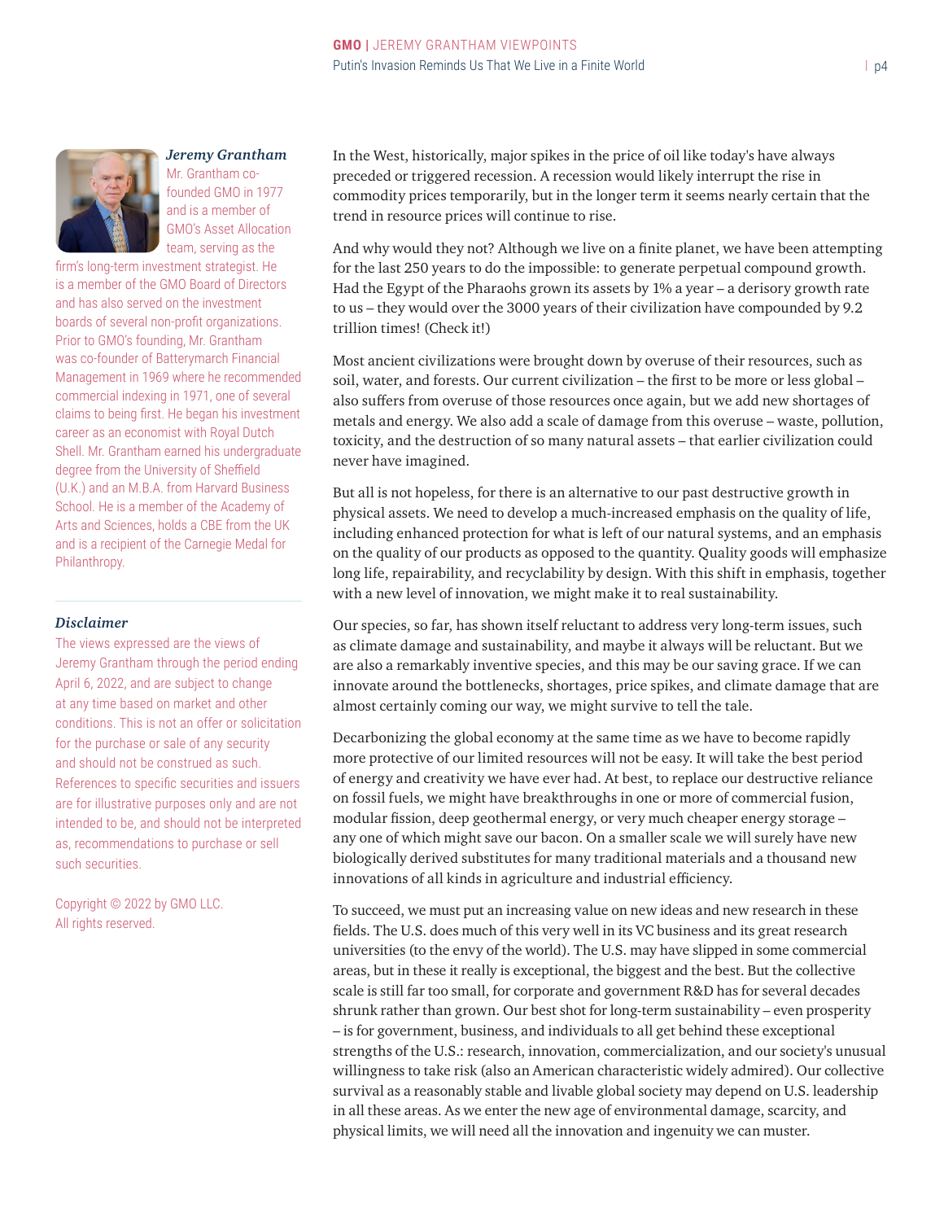In the West, historically, major spikes in the price of oil like today's have always preceded or triggered recession. A recession would likely interrupt the rise in commodity prices temporarily, but in the longer term it seems nearly certain that the trend in resource prices will continue to rise.

And why would they not? Although we live on a finite planet, we have been attempting for the last 250 years to do the impossible: to generate perpetual compound growth. Had the Egypt of the Pharaohs grown its assets by 1% a year – a derisory growth rate to us – they would over the 3000 years of their civilization have compounded by 9.2 trillion times! (Check it!)

Most ancient civilizations were brought down by overuse of their resources, such as soil, water, and forests. Our current civilization – the first to be more or less global – also suffers from overuse of those resources once again, but we add new shortages of metals and energy. We also add a scale of damage from this overuse – waste, pollution, toxicity, and the destruction of so many natural assets – that earlier civilization could never have imagined.

But all is not hopeless, for there is an alternative to our past destructive growth in physical assets. We need to develop a much-increased emphasis on the quality of life, including enhanced protection for what is left of our natural systems, and an emphasis on the quality of our products as opposed to the quantity. Quality goods will emphasize long life, repairability, and recyclability by design. With this shift in emphasis, together with a new level of innovation, we might make it to real sustainability.

Our species, so far, has shown itself reluctant to address very long-term issues, such as climate damage and sustainability, and maybe it always will be reluctant. But we are also a remarkably inventive species, and this may be our saving grace. If we can innovate around the bottlenecks, shortages, price spikes, and climate damage that are almost certainly coming our way, we might survive to tell the tale.

Decarbonizing the global economy at the same time as we have to become rapidly more protective of our limited resources will not be easy. It will take the best period of energy and creativity we have ever had. At best, to replace our destructive reliance on fossil fuels, we might have breakthroughs in one or more of commercial fusion, modular fission, deep geothermal energy, or very much cheaper energy storage – any one of which might save our bacon. On a smaller scale we will surely have new biologically derived substitutes for many traditional materials and a thousand new innovations of all kinds in agriculture and industrial efficiency.

To succeed, we must put an increasing value on new ideas and new research in these fields. The U.S. does much of this very well in its VC business and its great research universities (to the envy of the world). The U.S. may have slipped in some commercial areas, but in these it really is exceptional, the biggest and the best. But the collective scale is still far too small, for corporate and government R&D has for several decades shrunk rather than grown. Our best shot for long-term sustainability – even prosperity – is for government, business, and individuals to all get behind these exceptional strengths of the U.S.: research, innovation, commercialization, and our society's unusual willingness to take risk (also an American characteristic widely admired). Our collective survival as a reasonably stable and livable global society may depend on U.S. leadership in all these areas. As we enter the new age of environmental damage, scarcity, and physical limits, we will need all the innovation and ingenuity we can muster.

***Jeremy Grantham***

Mr. Grantham co-founded GMO in 1977 and is a member of GMO's Asset Allocation team, serving as the firm's long-term investment strategist. He is a member of the GMO Board of Directors and has also served on the investment boards of several non-profit organizations. Prior to GMO's founding, Mr. Grantham was co-founder of Batterymarch Financial Management in 1969 where he recommended commercial indexing in 1971, one of several claims to being first. He began his investment career as an economist with Royal Dutch Shell. Mr. Grantham earned his undergraduate degree from the University of Sheffield (U.K.) and an M.B.A. from Harvard Business School. He is a member of the Academy of Arts and Sciences, holds a CBE from the UK and is a recipient of the Carnegie Medal for Philanthropy.

***Disclaimer***

The views expressed are the views of Jeremy Grantham through the period ending April 6, 2022, and are subject to change at any time based on market and other conditions. This is not an offer or solicitation for the purchase or sale of any security and should not be construed as such. References to specific securities and issuers are for illustrative purposes only and are not intended to be, and should not be interpreted as, recommendations to purchase or sell such securities.

Copyright © 2022 by GMO LLC.
All rights reserved.